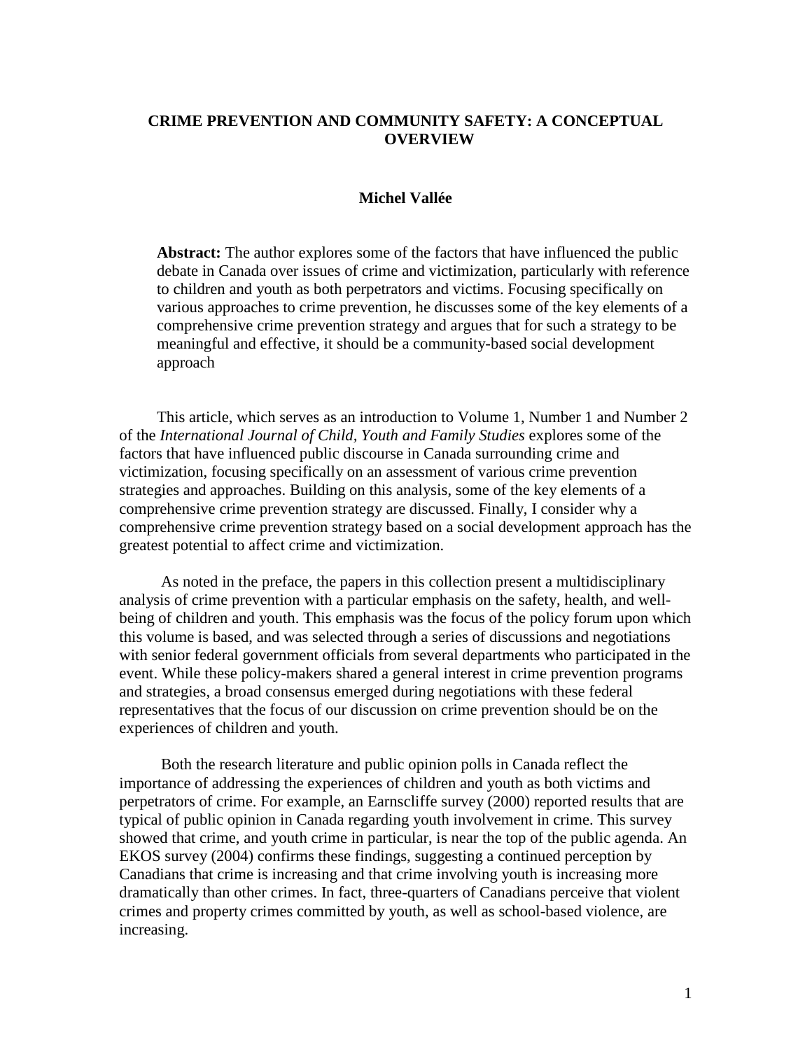# CRIME PREVENTION AND COMMUNITY SAFETY: A CONCEPTUAL OVERVIEW

**Michel Vallée**

> **Abstract:** The author explores some of the factors that have influenced the public debate in Canada over issues of crime and victimization, particularly with reference to children and youth as both perpetrators and victims. Focusing specifically on various approaches to crime prevention, he discusses some of the key elements of a comprehensive crime prevention strategy and argues that for such a strategy to be meaningful and effective, it should be a community-based social development approach

This article, which serves as an introduction to Volume 1, Number 1 and Number 2 of the *International Journal of Child, Youth and Family Studies* explores some of the factors that have influenced public discourse in Canada surrounding crime and victimization, focusing specifically on an assessment of various crime prevention strategies and approaches. Building on this analysis, some of the key elements of a comprehensive crime prevention strategy are discussed. Finally, I consider why a comprehensive crime prevention strategy based on a social development approach has the greatest potential to affect crime and victimization.

As noted in the preface, the papers in this collection present a multidisciplinary analysis of crime prevention with a particular emphasis on the safety, health, and well-being of children and youth. This emphasis was the focus of the policy forum upon which this volume is based, and was selected through a series of discussions and negotiations with senior federal government officials from several departments who participated in the event. While these policy-makers shared a general interest in crime prevention programs and strategies, a broad consensus emerged during negotiations with these federal representatives that the focus of our discussion on crime prevention should be on the experiences of children and youth.

Both the research literature and public opinion polls in Canada reflect the importance of addressing the experiences of children and youth as both victims and perpetrators of crime. For example, an Earnscliffe survey (2000) reported results that are typical of public opinion in Canada regarding youth involvement in crime. This survey showed that crime, and youth crime in particular, is near the top of the public agenda. An EKOS survey (2004) confirms these findings, suggesting a continued perception by Canadians that crime is increasing and that crime involving youth is increasing more dramatically than other crimes. In fact, three-quarters of Canadians perceive that violent crimes and property crimes committed by youth, as well as school-based violence, are increasing.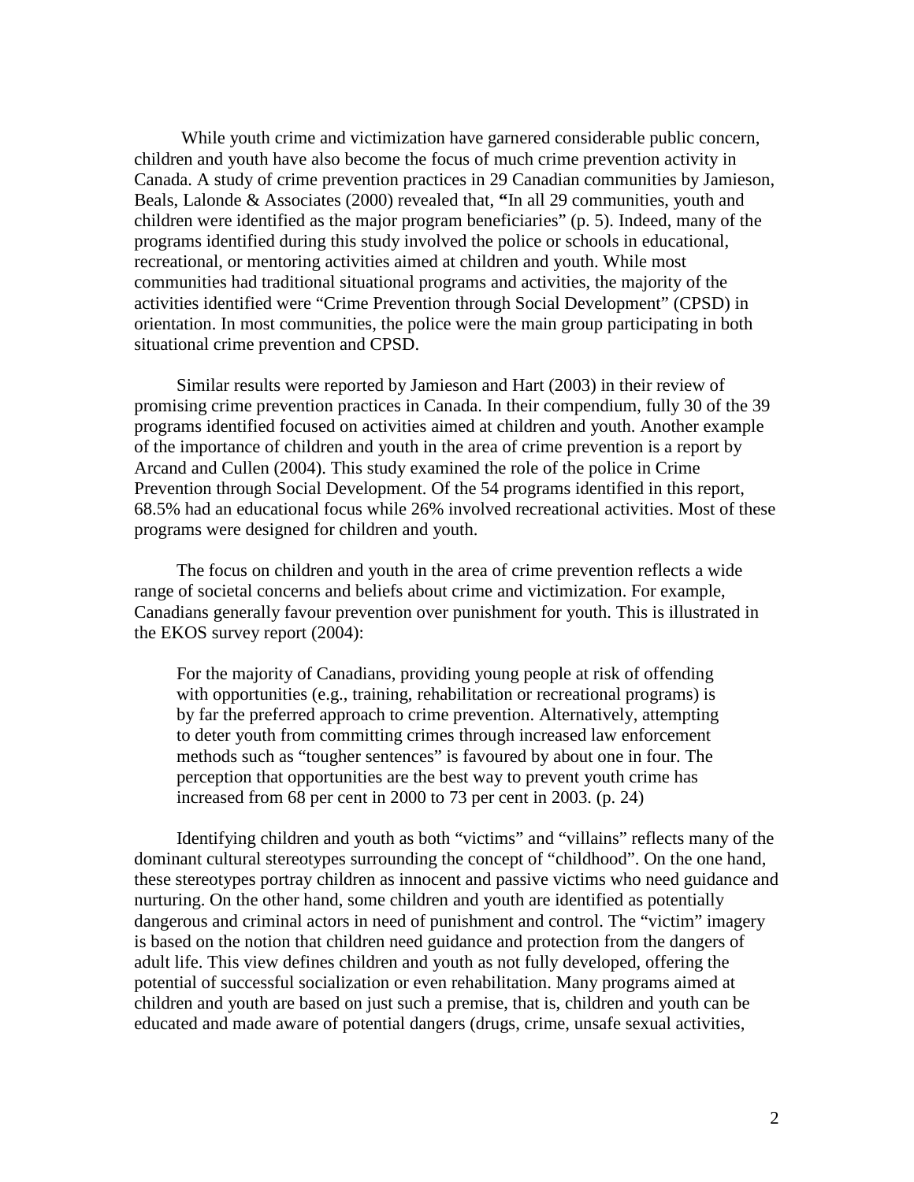While youth crime and victimization have garnered considerable public concern, children and youth have also become the focus of much crime prevention activity in Canada. A study of crime prevention practices in 29 Canadian communities by Jamieson, Beals, Lalonde & Associates (2000) revealed that, "In all 29 communities, youth and children were identified as the major program beneficiaries" (p. 5). Indeed, many of the programs identified during this study involved the police or schools in educational, recreational, or mentoring activities aimed at children and youth. While most communities had traditional situational programs and activities, the majority of the activities identified were "Crime Prevention through Social Development" (CPSD) in orientation. In most communities, the police were the main group participating in both situational crime prevention and CPSD.

Similar results were reported by Jamieson and Hart (2003) in their review of promising crime prevention practices in Canada. In their compendium, fully 30 of the 39 programs identified focused on activities aimed at children and youth. Another example of the importance of children and youth in the area of crime prevention is a report by Arcand and Cullen (2004). This study examined the role of the police in Crime Prevention through Social Development. Of the 54 programs identified in this report, 68.5% had an educational focus while 26% involved recreational activities. Most of these programs were designed for children and youth.

The focus on children and youth in the area of crime prevention reflects a wide range of societal concerns and beliefs about crime and victimization. For example, Canadians generally favour prevention over punishment for youth. This is illustrated in the EKOS survey report (2004):

> For the majority of Canadians, providing young people at risk of offending with opportunities (e.g., training, rehabilitation or recreational programs) is by far the preferred approach to crime prevention. Alternatively, attempting to deter youth from committing crimes through increased law enforcement methods such as "tougher sentences" is favoured by about one in four. The perception that opportunities are the best way to prevent youth crime has increased from 68 per cent in 2000 to 73 per cent in 2003. (p. 24)

Identifying children and youth as both "victims" and "villains" reflects many of the dominant cultural stereotypes surrounding the concept of "childhood". On the one hand, these stereotypes portray children as innocent and passive victims who need guidance and nurturing. On the other hand, some children and youth are identified as potentially dangerous and criminal actors in need of punishment and control. The "victim" imagery is based on the notion that children need guidance and protection from the dangers of adult life. This view defines children and youth as not fully developed, offering the potential of successful socialization or even rehabilitation. Many programs aimed at children and youth are based on just such a premise, that is, children and youth can be educated and made aware of potential dangers (drugs, crime, unsafe sexual activities,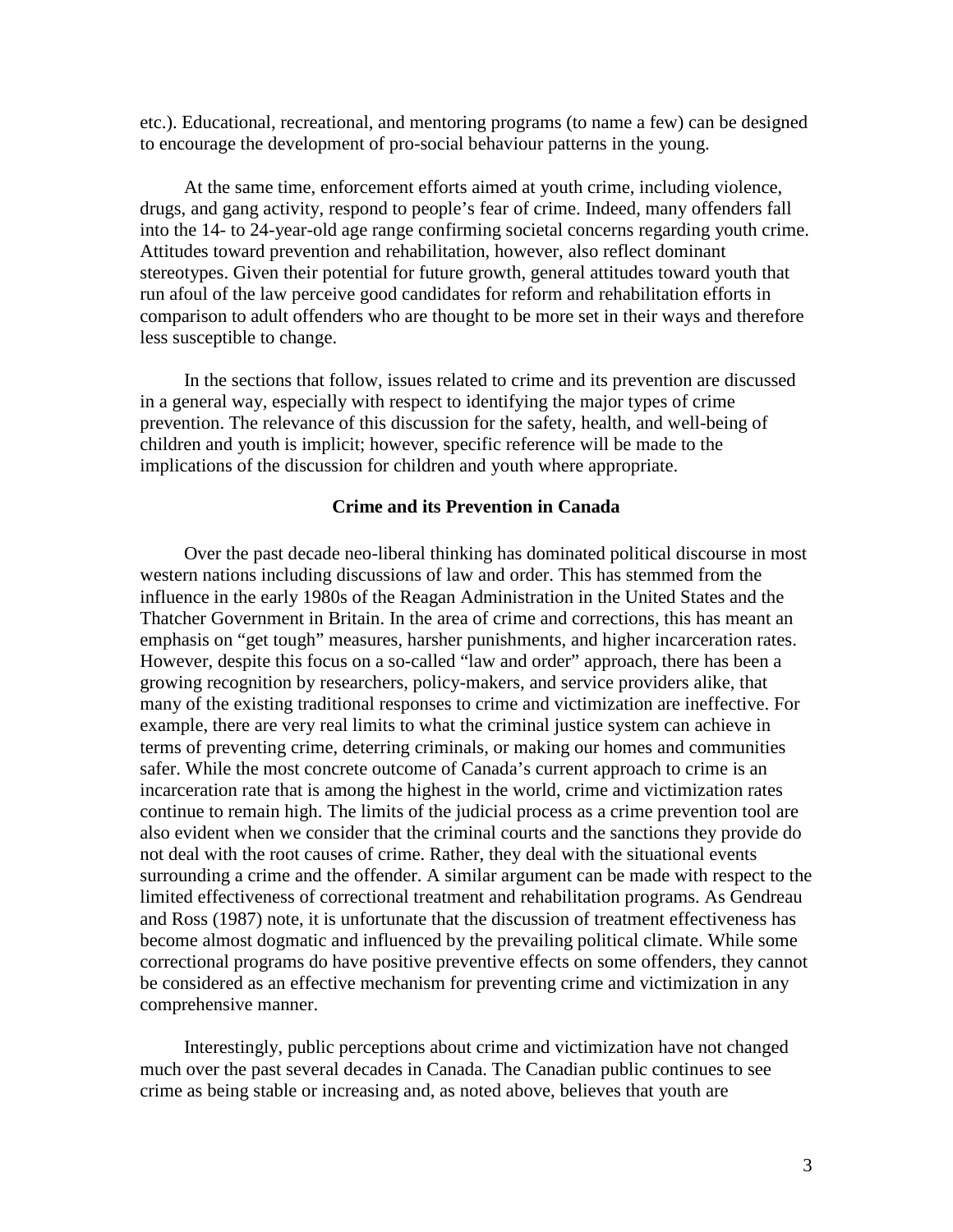etc.). Educational, recreational, and mentoring programs (to name a few) can be designed to encourage the development of pro-social behaviour patterns in the young.

At the same time, enforcement efforts aimed at youth crime, including violence, drugs, and gang activity, respond to people's fear of crime. Indeed, many offenders fall into the 14- to 24-year-old age range confirming societal concerns regarding youth crime. Attitudes toward prevention and rehabilitation, however, also reflect dominant stereotypes. Given their potential for future growth, general attitudes toward youth that run afoul of the law perceive good candidates for reform and rehabilitation efforts in comparison to adult offenders who are thought to be more set in their ways and therefore less susceptible to change.

In the sections that follow, issues related to crime and its prevention are discussed in a general way, especially with respect to identifying the major types of crime prevention. The relevance of this discussion for the safety, health, and well-being of children and youth is implicit; however, specific reference will be made to the implications of the discussion for children and youth where appropriate.

## Crime and its Prevention in Canada

Over the past decade neo-liberal thinking has dominated political discourse in most western nations including discussions of law and order. This has stemmed from the influence in the early 1980s of the Reagan Administration in the United States and the Thatcher Government in Britain. In the area of crime and corrections, this has meant an emphasis on "get tough" measures, harsher punishments, and higher incarceration rates. However, despite this focus on a so-called "law and order" approach, there has been a growing recognition by researchers, policy-makers, and service providers alike, that many of the existing traditional responses to crime and victimization are ineffective. For example, there are very real limits to what the criminal justice system can achieve in terms of preventing crime, deterring criminals, or making our homes and communities safer. While the most concrete outcome of Canada's current approach to crime is an incarceration rate that is among the highest in the world, crime and victimization rates continue to remain high. The limits of the judicial process as a crime prevention tool are also evident when we consider that the criminal courts and the sanctions they provide do not deal with the root causes of crime. Rather, they deal with the situational events surrounding a crime and the offender. A similar argument can be made with respect to the limited effectiveness of correctional treatment and rehabilitation programs. As Gendreau and Ross (1987) note, it is unfortunate that the discussion of treatment effectiveness has become almost dogmatic and influenced by the prevailing political climate. While some correctional programs do have positive preventive effects on some offenders, they cannot be considered as an effective mechanism for preventing crime and victimization in any comprehensive manner.

Interestingly, public perceptions about crime and victimization have not changed much over the past several decades in Canada. The Canadian public continues to see crime as being stable or increasing and, as noted above, believes that youth are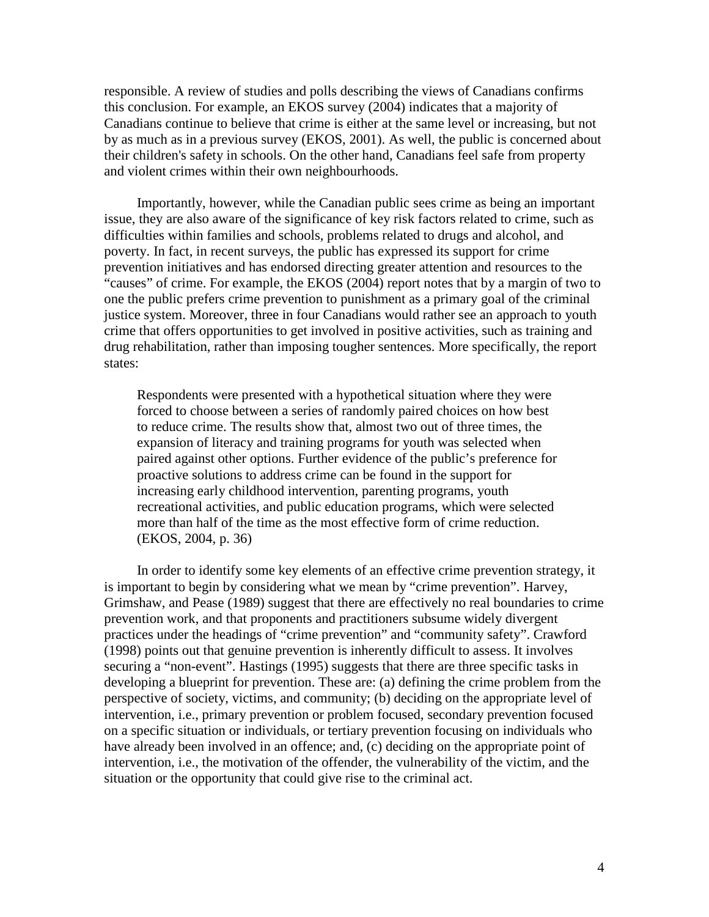responsible. A review of studies and polls describing the views of Canadians confirms this conclusion. For example, an EKOS survey (2004) indicates that a majority of Canadians continue to believe that crime is either at the same level or increasing, but not by as much as in a previous survey (EKOS, 2001). As well, the public is concerned about their children's safety in schools. On the other hand, Canadians feel safe from property and violent crimes within their own neighbourhoods.

Importantly, however, while the Canadian public sees crime as being an important issue, they are also aware of the significance of key risk factors related to crime, such as difficulties within families and schools, problems related to drugs and alcohol, and poverty. In fact, in recent surveys, the public has expressed its support for crime prevention initiatives and has endorsed directing greater attention and resources to the "causes" of crime. For example, the EKOS (2004) report notes that by a margin of two to one the public prefers crime prevention to punishment as a primary goal of the criminal justice system. Moreover, three in four Canadians would rather see an approach to youth crime that offers opportunities to get involved in positive activities, such as training and drug rehabilitation, rather than imposing tougher sentences. More specifically, the report states:

> Respondents were presented with a hypothetical situation where they were forced to choose between a series of randomly paired choices on how best to reduce crime. The results show that, almost two out of three times, the expansion of literacy and training programs for youth was selected when paired against other options. Further evidence of the public's preference for proactive solutions to address crime can be found in the support for increasing early childhood intervention, parenting programs, youth recreational activities, and public education programs, which were selected more than half of the time as the most effective form of crime reduction. (EKOS, 2004, p. 36)

In order to identify some key elements of an effective crime prevention strategy, it is important to begin by considering what we mean by "crime prevention". Harvey, Grimshaw, and Pease (1989) suggest that there are effectively no real boundaries to crime prevention work, and that proponents and practitioners subsume widely divergent practices under the headings of "crime prevention" and "community safety". Crawford (1998) points out that genuine prevention is inherently difficult to assess. It involves securing a "non-event". Hastings (1995) suggests that there are three specific tasks in developing a blueprint for prevention. These are: (a) defining the crime problem from the perspective of society, victims, and community; (b) deciding on the appropriate level of intervention, i.e., primary prevention or problem focused, secondary prevention focused on a specific situation or individuals, or tertiary prevention focusing on individuals who have already been involved in an offence; and, (c) deciding on the appropriate point of intervention, i.e., the motivation of the offender, the vulnerability of the victim, and the situation or the opportunity that could give rise to the criminal act.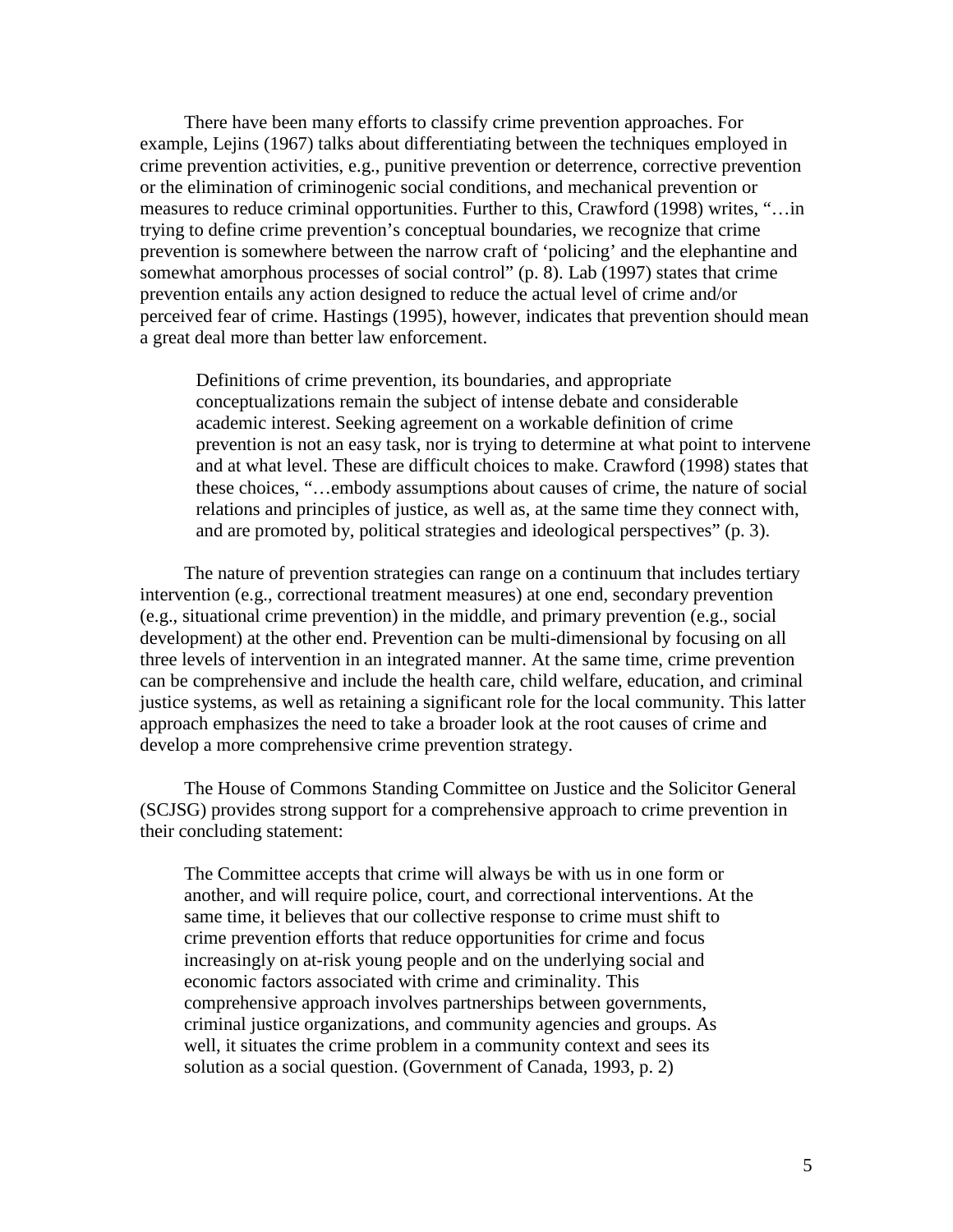There have been many efforts to classify crime prevention approaches. For example, Lejins (1967) talks about differentiating between the techniques employed in crime prevention activities, e.g., punitive prevention or deterrence, corrective prevention or the elimination of criminogenic social conditions, and mechanical prevention or measures to reduce criminal opportunities. Further to this, Crawford (1998) writes, "…in trying to define crime prevention's conceptual boundaries, we recognize that crime prevention is somewhere between the narrow craft of 'policing' and the elephantine and somewhat amorphous processes of social control" (p. 8). Lab (1997) states that crime prevention entails any action designed to reduce the actual level of crime and/or perceived fear of crime. Hastings (1995), however, indicates that prevention should mean a great deal more than better law enforcement.

> Definitions of crime prevention, its boundaries, and appropriate conceptualizations remain the subject of intense debate and considerable academic interest. Seeking agreement on a workable definition of crime prevention is not an easy task, nor is trying to determine at what point to intervene and at what level. These are difficult choices to make. Crawford (1998) states that these choices, "…embody assumptions about causes of crime, the nature of social relations and principles of justice, as well as, at the same time they connect with, and are promoted by, political strategies and ideological perspectives" (p. 3).

The nature of prevention strategies can range on a continuum that includes tertiary intervention (e.g., correctional treatment measures) at one end, secondary prevention (e.g., situational crime prevention) in the middle, and primary prevention (e.g., social development) at the other end. Prevention can be multi-dimensional by focusing on all three levels of intervention in an integrated manner. At the same time, crime prevention can be comprehensive and include the health care, child welfare, education, and criminal justice systems, as well as retaining a significant role for the local community. This latter approach emphasizes the need to take a broader look at the root causes of crime and develop a more comprehensive crime prevention strategy.

The House of Commons Standing Committee on Justice and the Solicitor General (SCJSG) provides strong support for a comprehensive approach to crime prevention in their concluding statement:

> The Committee accepts that crime will always be with us in one form or another, and will require police, court, and correctional interventions. At the same time, it believes that our collective response to crime must shift to crime prevention efforts that reduce opportunities for crime and focus increasingly on at-risk young people and on the underlying social and economic factors associated with crime and criminality. This comprehensive approach involves partnerships between governments, criminal justice organizations, and community agencies and groups. As well, it situates the crime problem in a community context and sees its solution as a social question. (Government of Canada, 1993, p. 2)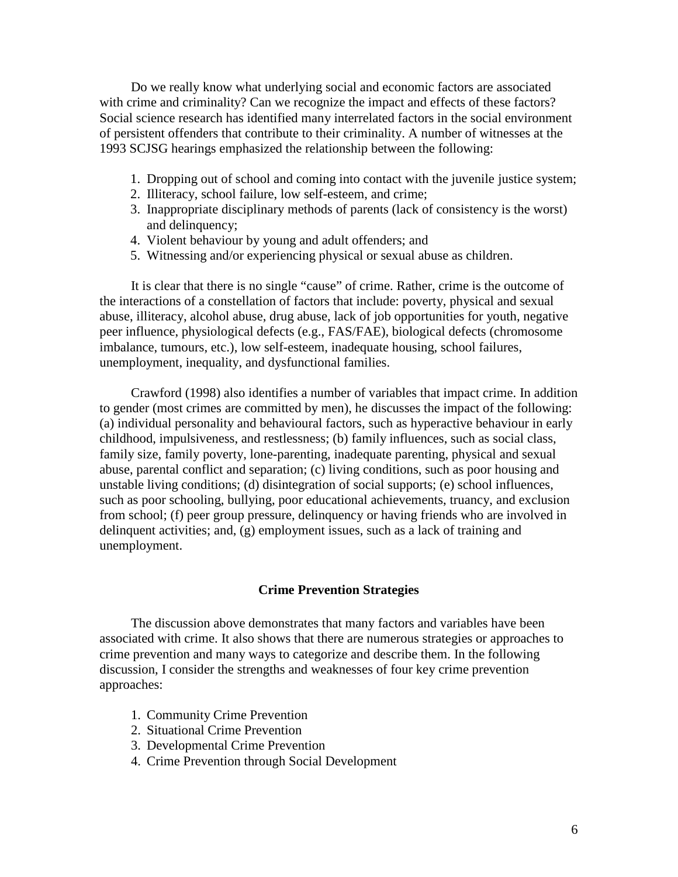Do we really know what underlying social and economic factors are associated with crime and criminality? Can we recognize the impact and effects of these factors? Social science research has identified many interrelated factors in the social environment of persistent offenders that contribute to their criminality. A number of witnesses at the 1993 SCJSG hearings emphasized the relationship between the following:

1. Dropping out of school and coming into contact with the juvenile justice system;
2. Illiteracy, school failure, low self-esteem, and crime;
3. Inappropriate disciplinary methods of parents (lack of consistency is the worst) and delinquency;
4. Violent behaviour by young and adult offenders; and
5. Witnessing and/or experiencing physical or sexual abuse as children.

It is clear that there is no single "cause" of crime. Rather, crime is the outcome of the interactions of a constellation of factors that include: poverty, physical and sexual abuse, illiteracy, alcohol abuse, drug abuse, lack of job opportunities for youth, negative peer influence, physiological defects (e.g., FAS/FAE), biological defects (chromosome imbalance, tumours, etc.), low self-esteem, inadequate housing, school failures, unemployment, inequality, and dysfunctional families.

Crawford (1998) also identifies a number of variables that impact crime. In addition to gender (most crimes are committed by men), he discusses the impact of the following: (a) individual personality and behavioural factors, such as hyperactive behaviour in early childhood, impulsiveness, and restlessness; (b) family influences, such as social class, family size, family poverty, lone-parenting, inadequate parenting, physical and sexual abuse, parental conflict and separation; (c) living conditions, such as poor housing and unstable living conditions; (d) disintegration of social supports; (e) school influences, such as poor schooling, bullying, poor educational achievements, truancy, and exclusion from school; (f) peer group pressure, delinquency or having friends who are involved in delinquent activities; and, (g) employment issues, such as a lack of training and unemployment.

## Crime Prevention Strategies

The discussion above demonstrates that many factors and variables have been associated with crime. It also shows that there are numerous strategies or approaches to crime prevention and many ways to categorize and describe them. In the following discussion, I consider the strengths and weaknesses of four key crime prevention approaches:

1. Community Crime Prevention
2. Situational Crime Prevention
3. Developmental Crime Prevention
4. Crime Prevention through Social Development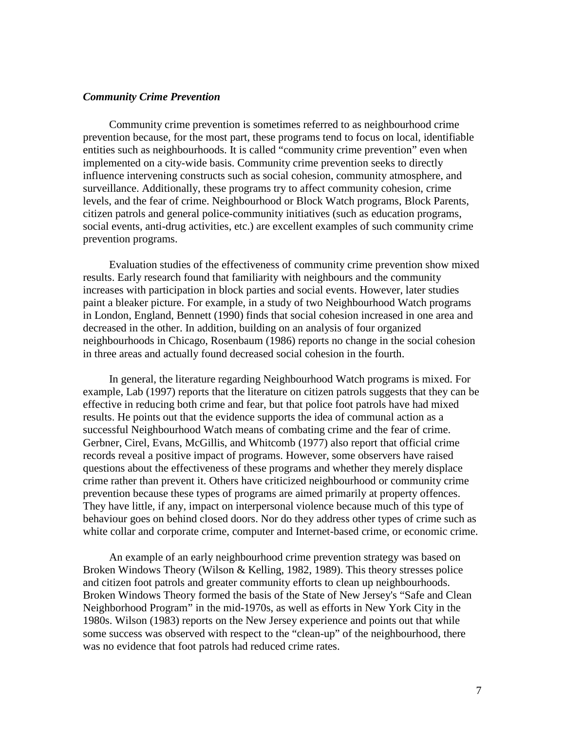### ***Community Crime Prevention***

Community crime prevention is sometimes referred to as neighbourhood crime prevention because, for the most part, these programs tend to focus on local, identifiable entities such as neighbourhoods. It is called "community crime prevention" even when implemented on a city-wide basis. Community crime prevention seeks to directly influence intervening constructs such as social cohesion, community atmosphere, and surveillance. Additionally, these programs try to affect community cohesion, crime levels, and the fear of crime. Neighbourhood or Block Watch programs, Block Parents, citizen patrols and general police-community initiatives (such as education programs, social events, anti-drug activities, etc.) are excellent examples of such community crime prevention programs.

Evaluation studies of the effectiveness of community crime prevention show mixed results. Early research found that familiarity with neighbours and the community increases with participation in block parties and social events. However, later studies paint a bleaker picture. For example, in a study of two Neighbourhood Watch programs in London, England, Bennett (1990) finds that social cohesion increased in one area and decreased in the other. In addition, building on an analysis of four organized neighbourhoods in Chicago, Rosenbaum (1986) reports no change in the social cohesion in three areas and actually found decreased social cohesion in the fourth.

In general, the literature regarding Neighbourhood Watch programs is mixed. For example, Lab (1997) reports that the literature on citizen patrols suggests that they can be effective in reducing both crime and fear, but that police foot patrols have had mixed results. He points out that the evidence supports the idea of communal action as a successful Neighbourhood Watch means of combating crime and the fear of crime. Gerbner, Cirel, Evans, McGillis, and Whitcomb (1977) also report that official crime records reveal a positive impact of programs. However, some observers have raised questions about the effectiveness of these programs and whether they merely displace crime rather than prevent it. Others have criticized neighbourhood or community crime prevention because these types of programs are aimed primarily at property offences. They have little, if any, impact on interpersonal violence because much of this type of behaviour goes on behind closed doors. Nor do they address other types of crime such as white collar and corporate crime, computer and Internet-based crime, or economic crime.

An example of an early neighbourhood crime prevention strategy was based on Broken Windows Theory (Wilson & Kelling, 1982, 1989). This theory stresses police and citizen foot patrols and greater community efforts to clean up neighbourhoods. Broken Windows Theory formed the basis of the State of New Jersey's "Safe and Clean Neighborhood Program" in the mid-1970s, as well as efforts in New York City in the 1980s. Wilson (1983) reports on the New Jersey experience and points out that while some success was observed with respect to the "clean-up" of the neighbourhood, there was no evidence that foot patrols had reduced crime rates.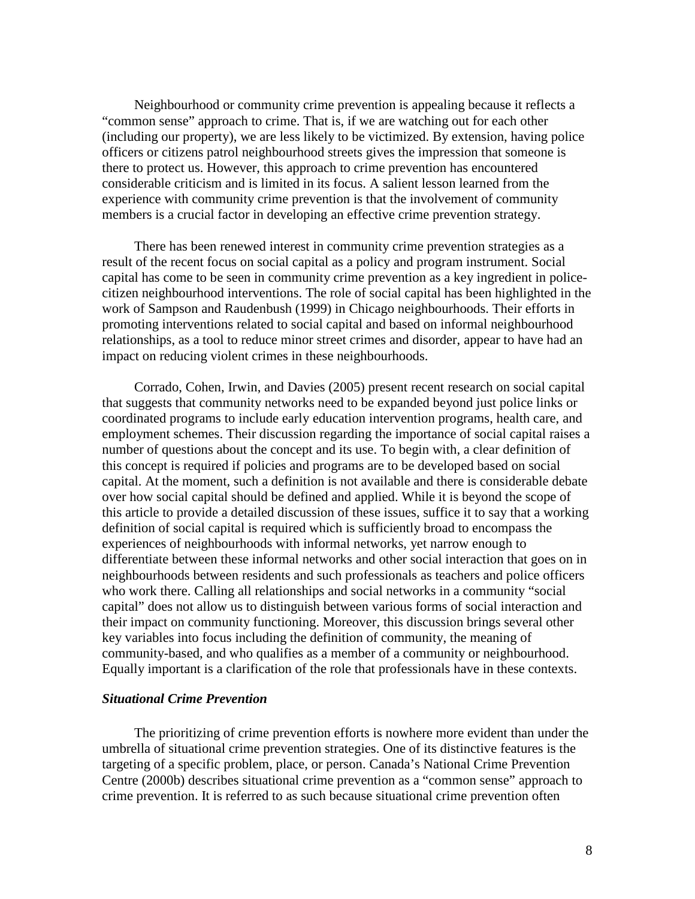Neighbourhood or community crime prevention is appealing because it reflects a "common sense" approach to crime. That is, if we are watching out for each other (including our property), we are less likely to be victimized. By extension, having police officers or citizens patrol neighbourhood streets gives the impression that someone is there to protect us. However, this approach to crime prevention has encountered considerable criticism and is limited in its focus. A salient lesson learned from the experience with community crime prevention is that the involvement of community members is a crucial factor in developing an effective crime prevention strategy.

There has been renewed interest in community crime prevention strategies as a result of the recent focus on social capital as a policy and program instrument. Social capital has come to be seen in community crime prevention as a key ingredient in police-citizen neighbourhood interventions. The role of social capital has been highlighted in the work of Sampson and Raudenbush (1999) in Chicago neighbourhoods. Their efforts in promoting interventions related to social capital and based on informal neighbourhood relationships, as a tool to reduce minor street crimes and disorder, appear to have had an impact on reducing violent crimes in these neighbourhoods.

Corrado, Cohen, Irwin, and Davies (2005) present recent research on social capital that suggests that community networks need to be expanded beyond just police links or coordinated programs to include early education intervention programs, health care, and employment schemes. Their discussion regarding the importance of social capital raises a number of questions about the concept and its use. To begin with, a clear definition of this concept is required if policies and programs are to be developed based on social capital. At the moment, such a definition is not available and there is considerable debate over how social capital should be defined and applied. While it is beyond the scope of this article to provide a detailed discussion of these issues, suffice it to say that a working definition of social capital is required which is sufficiently broad to encompass the experiences of neighbourhoods with informal networks, yet narrow enough to differentiate between these informal networks and other social interaction that goes on in neighbourhoods between residents and such professionals as teachers and police officers who work there. Calling all relationships and social networks in a community "social capital" does not allow us to distinguish between various forms of social interaction and their impact on community functioning. Moreover, this discussion brings several other key variables into focus including the definition of community, the meaning of community-based, and who qualifies as a member of a community or neighbourhood. Equally important is a clarification of the role that professionals have in these contexts.

### *Situational Crime Prevention*

The prioritizing of crime prevention efforts is nowhere more evident than under the umbrella of situational crime prevention strategies. One of its distinctive features is the targeting of a specific problem, place, or person. Canada's National Crime Prevention Centre (2000b) describes situational crime prevention as a "common sense" approach to crime prevention. It is referred to as such because situational crime prevention often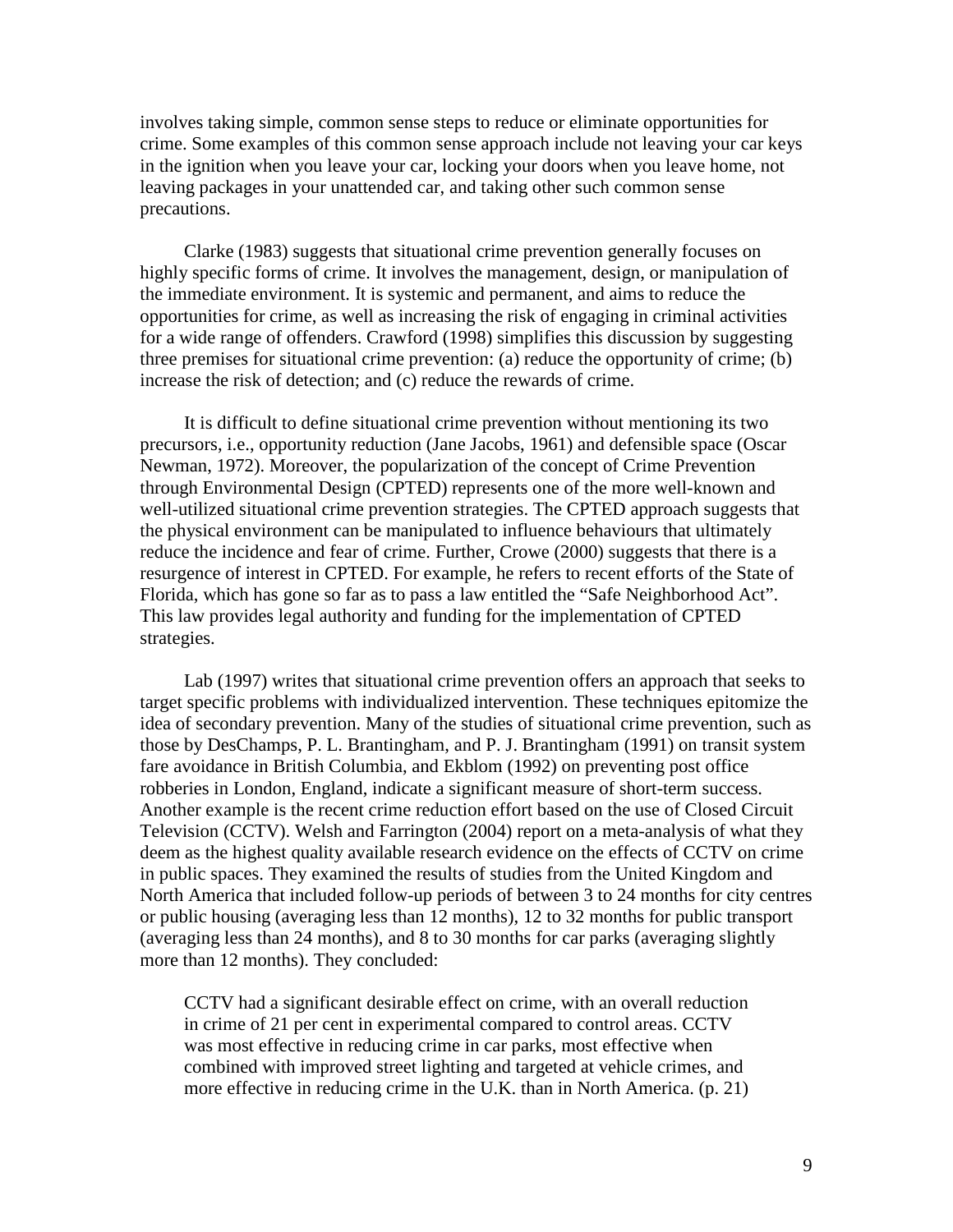involves taking simple, common sense steps to reduce or eliminate opportunities for crime. Some examples of this common sense approach include not leaving your car keys in the ignition when you leave your car, locking your doors when you leave home, not leaving packages in your unattended car, and taking other such common sense precautions.

Clarke (1983) suggests that situational crime prevention generally focuses on highly specific forms of crime. It involves the management, design, or manipulation of the immediate environment. It is systemic and permanent, and aims to reduce the opportunities for crime, as well as increasing the risk of engaging in criminal activities for a wide range of offenders. Crawford (1998) simplifies this discussion by suggesting three premises for situational crime prevention: (a) reduce the opportunity of crime; (b) increase the risk of detection; and (c) reduce the rewards of crime.

It is difficult to define situational crime prevention without mentioning its two precursors, i.e., opportunity reduction (Jane Jacobs, 1961) and defensible space (Oscar Newman, 1972). Moreover, the popularization of the concept of Crime Prevention through Environmental Design (CPTED) represents one of the more well-known and well-utilized situational crime prevention strategies. The CPTED approach suggests that the physical environment can be manipulated to influence behaviours that ultimately reduce the incidence and fear of crime. Further, Crowe (2000) suggests that there is a resurgence of interest in CPTED. For example, he refers to recent efforts of the State of Florida, which has gone so far as to pass a law entitled the "Safe Neighborhood Act". This law provides legal authority and funding for the implementation of CPTED strategies.

Lab (1997) writes that situational crime prevention offers an approach that seeks to target specific problems with individualized intervention. These techniques epitomize the idea of secondary prevention. Many of the studies of situational crime prevention, such as those by DesChamps, P. L. Brantingham, and P. J. Brantingham (1991) on transit system fare avoidance in British Columbia, and Ekblom (1992) on preventing post office robberies in London, England, indicate a significant measure of short-term success. Another example is the recent crime reduction effort based on the use of Closed Circuit Television (CCTV). Welsh and Farrington (2004) report on a meta-analysis of what they deem as the highest quality available research evidence on the effects of CCTV on crime in public spaces. They examined the results of studies from the United Kingdom and North America that included follow-up periods of between 3 to 24 months for city centres or public housing (averaging less than 12 months), 12 to 32 months for public transport (averaging less than 24 months), and 8 to 30 months for car parks (averaging slightly more than 12 months). They concluded:

> CCTV had a significant desirable effect on crime, with an overall reduction in crime of 21 per cent in experimental compared to control areas. CCTV was most effective in reducing crime in car parks, most effective when combined with improved street lighting and targeted at vehicle crimes, and more effective in reducing crime in the U.K. than in North America. (p. 21)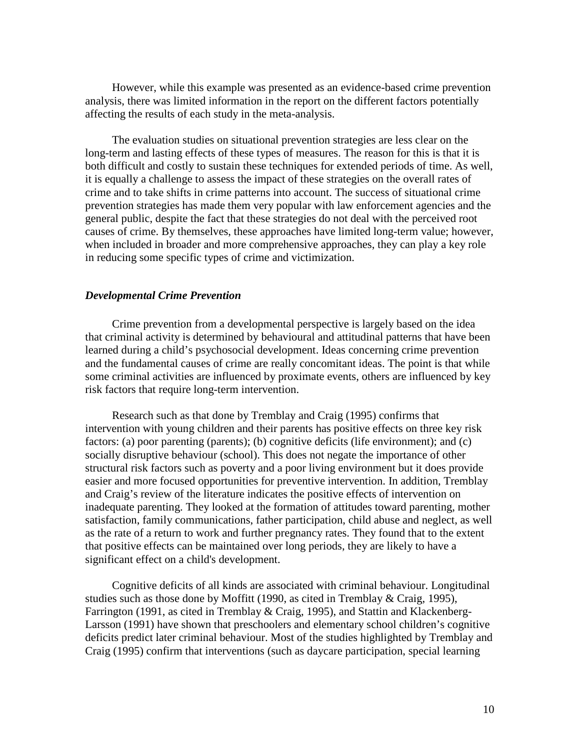However, while this example was presented as an evidence-based crime prevention analysis, there was limited information in the report on the different factors potentially affecting the results of each study in the meta-analysis.

The evaluation studies on situational prevention strategies are less clear on the long-term and lasting effects of these types of measures. The reason for this is that it is both difficult and costly to sustain these techniques for extended periods of time. As well, it is equally a challenge to assess the impact of these strategies on the overall rates of crime and to take shifts in crime patterns into account. The success of situational crime prevention strategies has made them very popular with law enforcement agencies and the general public, despite the fact that these strategies do not deal with the perceived root causes of crime. By themselves, these approaches have limited long-term value; however, when included in broader and more comprehensive approaches, they can play a key role in reducing some specific types of crime and victimization.

### *Developmental Crime Prevention*

Crime prevention from a developmental perspective is largely based on the idea that criminal activity is determined by behavioural and attitudinal patterns that have been learned during a child's psychosocial development. Ideas concerning crime prevention and the fundamental causes of crime are really concomitant ideas. The point is that while some criminal activities are influenced by proximate events, others are influenced by key risk factors that require long-term intervention.

Research such as that done by Tremblay and Craig (1995) confirms that intervention with young children and their parents has positive effects on three key risk factors: (a) poor parenting (parents); (b) cognitive deficits (life environment); and (c) socially disruptive behaviour (school). This does not negate the importance of other structural risk factors such as poverty and a poor living environment but it does provide easier and more focused opportunities for preventive intervention. In addition, Tremblay and Craig's review of the literature indicates the positive effects of intervention on inadequate parenting. They looked at the formation of attitudes toward parenting, mother satisfaction, family communications, father participation, child abuse and neglect, as well as the rate of a return to work and further pregnancy rates. They found that to the extent that positive effects can be maintained over long periods, they are likely to have a significant effect on a child's development.

Cognitive deficits of all kinds are associated with criminal behaviour. Longitudinal studies such as those done by Moffitt (1990, as cited in Tremblay & Craig, 1995), Farrington (1991, as cited in Tremblay & Craig, 1995), and Stattin and Klackenberg-Larsson (1991) have shown that preschoolers and elementary school children's cognitive deficits predict later criminal behaviour. Most of the studies highlighted by Tremblay and Craig (1995) confirm that interventions (such as daycare participation, special learning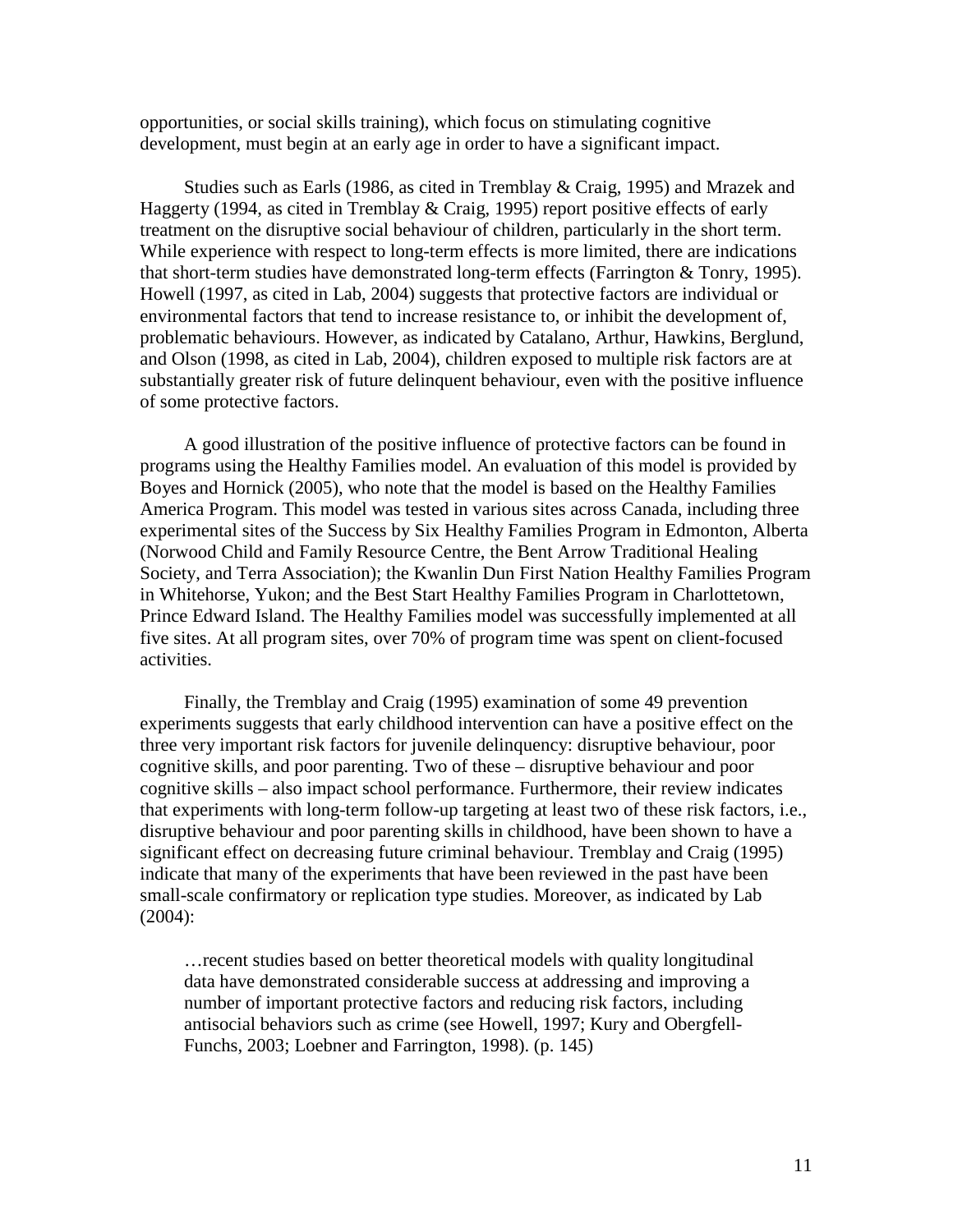opportunities, or social skills training), which focus on stimulating cognitive development, must begin at an early age in order to have a significant impact.

Studies such as Earls (1986, as cited in Tremblay & Craig, 1995) and Mrazek and Haggerty (1994, as cited in Tremblay & Craig, 1995) report positive effects of early treatment on the disruptive social behaviour of children, particularly in the short term. While experience with respect to long-term effects is more limited, there are indications that short-term studies have demonstrated long-term effects (Farrington & Tonry, 1995). Howell (1997, as cited in Lab, 2004) suggests that protective factors are individual or environmental factors that tend to increase resistance to, or inhibit the development of, problematic behaviours. However, as indicated by Catalano, Arthur, Hawkins, Berglund, and Olson (1998, as cited in Lab, 2004), children exposed to multiple risk factors are at substantially greater risk of future delinquent behaviour, even with the positive influence of some protective factors.

A good illustration of the positive influence of protective factors can be found in programs using the Healthy Families model. An evaluation of this model is provided by Boyes and Hornick (2005), who note that the model is based on the Healthy Families America Program. This model was tested in various sites across Canada, including three experimental sites of the Success by Six Healthy Families Program in Edmonton, Alberta (Norwood Child and Family Resource Centre, the Bent Arrow Traditional Healing Society, and Terra Association); the Kwanlin Dun First Nation Healthy Families Program in Whitehorse, Yukon; and the Best Start Healthy Families Program in Charlottetown, Prince Edward Island. The Healthy Families model was successfully implemented at all five sites. At all program sites, over 70% of program time was spent on client-focused activities.

Finally, the Tremblay and Craig (1995) examination of some 49 prevention experiments suggests that early childhood intervention can have a positive effect on the three very important risk factors for juvenile delinquency: disruptive behaviour, poor cognitive skills, and poor parenting. Two of these – disruptive behaviour and poor cognitive skills – also impact school performance. Furthermore, their review indicates that experiments with long-term follow-up targeting at least two of these risk factors, i.e., disruptive behaviour and poor parenting skills in childhood, have been shown to have a significant effect on decreasing future criminal behaviour. Tremblay and Craig (1995) indicate that many of the experiments that have been reviewed in the past have been small-scale confirmatory or replication type studies. Moreover, as indicated by Lab (2004):

> …recent studies based on better theoretical models with quality longitudinal data have demonstrated considerable success at addressing and improving a number of important protective factors and reducing risk factors, including antisocial behaviors such as crime (see Howell, 1997; Kury and Obergfell-Funchs, 2003; Loebner and Farrington, 1998). (p. 145)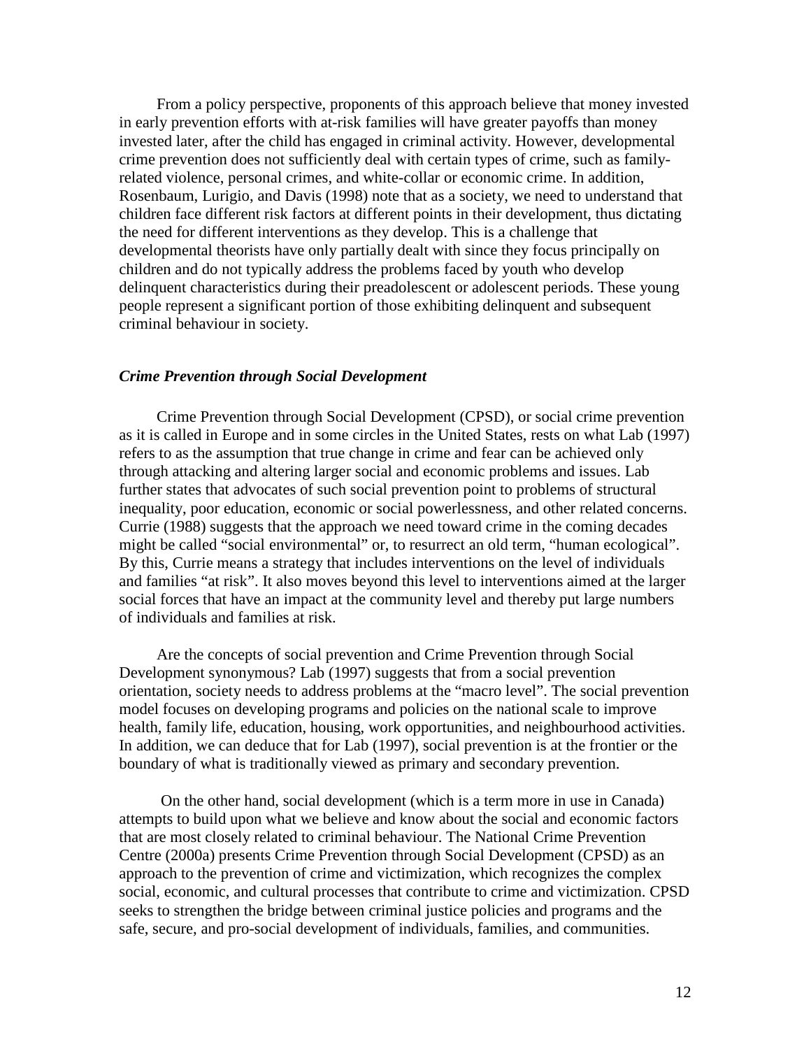From a policy perspective, proponents of this approach believe that money invested in early prevention efforts with at-risk families will have greater payoffs than money invested later, after the child has engaged in criminal activity. However, developmental crime prevention does not sufficiently deal with certain types of crime, such as family-related violence, personal crimes, and white-collar or economic crime. In addition, Rosenbaum, Lurigio, and Davis (1998) note that as a society, we need to understand that children face different risk factors at different points in their development, thus dictating the need for different interventions as they develop. This is a challenge that developmental theorists have only partially dealt with since they focus principally on children and do not typically address the problems faced by youth who develop delinquent characteristics during their preadolescent or adolescent periods. These young people represent a significant portion of those exhibiting delinquent and subsequent criminal behaviour in society.

### *Crime Prevention through Social Development*

Crime Prevention through Social Development (CPSD), or social crime prevention as it is called in Europe and in some circles in the United States, rests on what Lab (1997) refers to as the assumption that true change in crime and fear can be achieved only through attacking and altering larger social and economic problems and issues. Lab further states that advocates of such social prevention point to problems of structural inequality, poor education, economic or social powerlessness, and other related concerns. Currie (1988) suggests that the approach we need toward crime in the coming decades might be called "social environmental" or, to resurrect an old term, "human ecological". By this, Currie means a strategy that includes interventions on the level of individuals and families "at risk". It also moves beyond this level to interventions aimed at the larger social forces that have an impact at the community level and thereby put large numbers of individuals and families at risk.

Are the concepts of social prevention and Crime Prevention through Social Development synonymous? Lab (1997) suggests that from a social prevention orientation, society needs to address problems at the "macro level". The social prevention model focuses on developing programs and policies on the national scale to improve health, family life, education, housing, work opportunities, and neighbourhood activities. In addition, we can deduce that for Lab (1997), social prevention is at the frontier or the boundary of what is traditionally viewed as primary and secondary prevention.

On the other hand, social development (which is a term more in use in Canada) attempts to build upon what we believe and know about the social and economic factors that are most closely related to criminal behaviour. The National Crime Prevention Centre (2000a) presents Crime Prevention through Social Development (CPSD) as an approach to the prevention of crime and victimization, which recognizes the complex social, economic, and cultural processes that contribute to crime and victimization. CPSD seeks to strengthen the bridge between criminal justice policies and programs and the safe, secure, and pro-social development of individuals, families, and communities.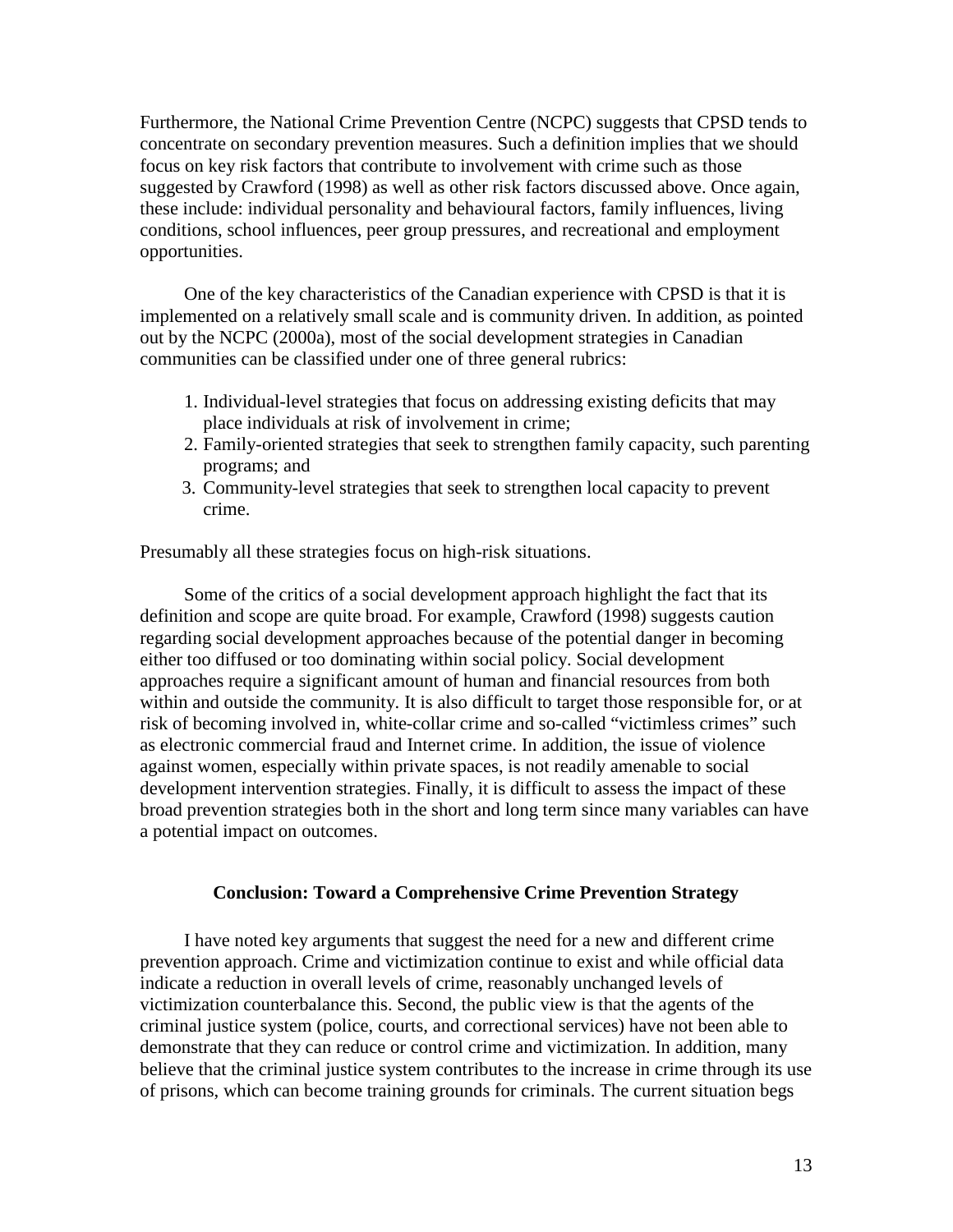Furthermore, the National Crime Prevention Centre (NCPC) suggests that CPSD tends to concentrate on secondary prevention measures. Such a definition implies that we should focus on key risk factors that contribute to involvement with crime such as those suggested by Crawford (1998) as well as other risk factors discussed above. Once again, these include: individual personality and behavioural factors, family influences, living conditions, school influences, peer group pressures, and recreational and employment opportunities.

One of the key characteristics of the Canadian experience with CPSD is that it is implemented on a relatively small scale and is community driven. In addition, as pointed out by the NCPC (2000a), most of the social development strategies in Canadian communities can be classified under one of three general rubrics:

1. Individual-level strategies that focus on addressing existing deficits that may place individuals at risk of involvement in crime;
2. Family-oriented strategies that seek to strengthen family capacity, such parenting programs; and
3. Community-level strategies that seek to strengthen local capacity to prevent crime.

Presumably all these strategies focus on high-risk situations.

Some of the critics of a social development approach highlight the fact that its definition and scope are quite broad. For example, Crawford (1998) suggests caution regarding social development approaches because of the potential danger in becoming either too diffused or too dominating within social policy. Social development approaches require a significant amount of human and financial resources from both within and outside the community. It is also difficult to target those responsible for, or at risk of becoming involved in, white-collar crime and so-called "victimless crimes" such as electronic commercial fraud and Internet crime. In addition, the issue of violence against women, especially within private spaces, is not readily amenable to social development intervention strategies. Finally, it is difficult to assess the impact of these broad prevention strategies both in the short and long term since many variables can have a potential impact on outcomes.

## Conclusion: Toward a Comprehensive Crime Prevention Strategy

I have noted key arguments that suggest the need for a new and different crime prevention approach. Crime and victimization continue to exist and while official data indicate a reduction in overall levels of crime, reasonably unchanged levels of victimization counterbalance this. Second, the public view is that the agents of the criminal justice system (police, courts, and correctional services) have not been able to demonstrate that they can reduce or control crime and victimization. In addition, many believe that the criminal justice system contributes to the increase in crime through its use of prisons, which can become training grounds for criminals. The current situation begs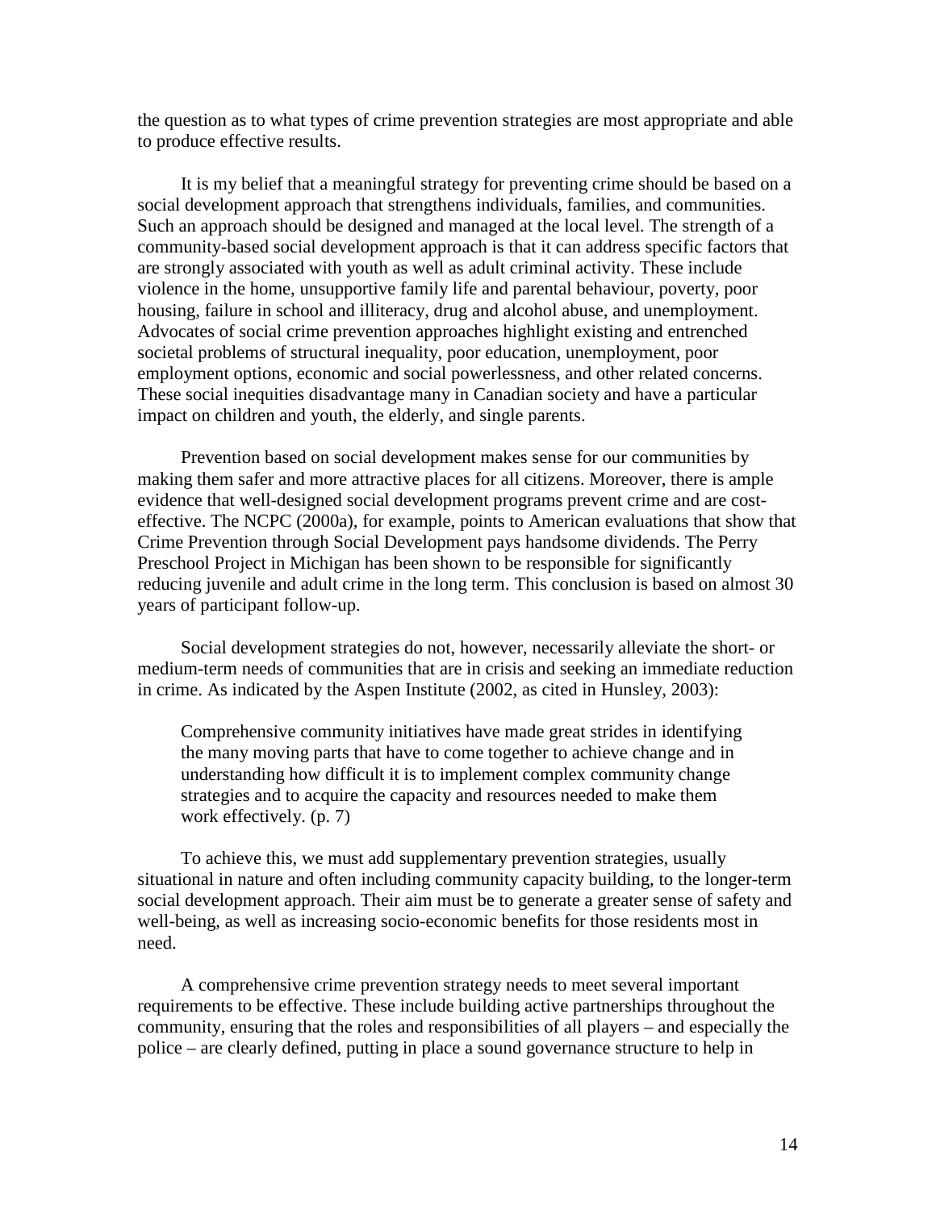the question as to what types of crime prevention strategies are most appropriate and able to produce effective results.

It is my belief that a meaningful strategy for preventing crime should be based on a social development approach that strengthens individuals, families, and communities. Such an approach should be designed and managed at the local level. The strength of a community-based social development approach is that it can address specific factors that are strongly associated with youth as well as adult criminal activity. These include violence in the home, unsupportive family life and parental behaviour, poverty, poor housing, failure in school and illiteracy, drug and alcohol abuse, and unemployment. Advocates of social crime prevention approaches highlight existing and entrenched societal problems of structural inequality, poor education, unemployment, poor employment options, economic and social powerlessness, and other related concerns. These social inequities disadvantage many in Canadian society and have a particular impact on children and youth, the elderly, and single parents.

Prevention based on social development makes sense for our communities by making them safer and more attractive places for all citizens. Moreover, there is ample evidence that well-designed social development programs prevent crime and are cost-effective. The NCPC (2000a), for example, points to American evaluations that show that Crime Prevention through Social Development pays handsome dividends. The Perry Preschool Project in Michigan has been shown to be responsible for significantly reducing juvenile and adult crime in the long term. This conclusion is based on almost 30 years of participant follow-up.

Social development strategies do not, however, necessarily alleviate the short- or medium-term needs of communities that are in crisis and seeking an immediate reduction in crime. As indicated by the Aspen Institute (2002, as cited in Hunsley, 2003):

> Comprehensive community initiatives have made great strides in identifying the many moving parts that have to come together to achieve change and in understanding how difficult it is to implement complex community change strategies and to acquire the capacity and resources needed to make them work effectively. (p. 7)

To achieve this, we must add supplementary prevention strategies, usually situational in nature and often including community capacity building, to the longer-term social development approach. Their aim must be to generate a greater sense of safety and well-being, as well as increasing socio-economic benefits for those residents most in need.

A comprehensive crime prevention strategy needs to meet several important requirements to be effective. These include building active partnerships throughout the community, ensuring that the roles and responsibilities of all players – and especially the police – are clearly defined, putting in place a sound governance structure to help in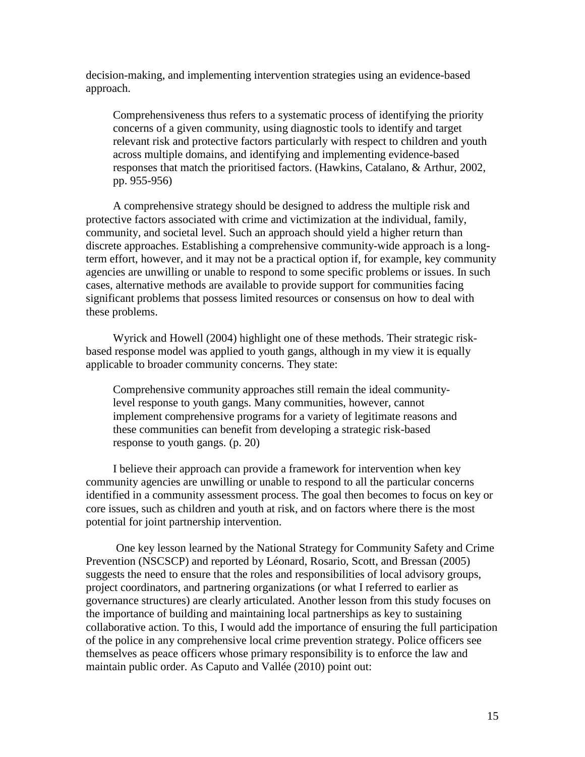decision-making, and implementing intervention strategies using an evidence-based approach.

> Comprehensiveness thus refers to a systematic process of identifying the priority concerns of a given community, using diagnostic tools to identify and target relevant risk and protective factors particularly with respect to children and youth across multiple domains, and identifying and implementing evidence-based responses that match the prioritised factors. (Hawkins, Catalano, & Arthur, 2002, pp. 955-956)

A comprehensive strategy should be designed to address the multiple risk and protective factors associated with crime and victimization at the individual, family, community, and societal level. Such an approach should yield a higher return than discrete approaches. Establishing a comprehensive community-wide approach is a long-term effort, however, and it may not be a practical option if, for example, key community agencies are unwilling or unable to respond to some specific problems or issues. In such cases, alternative methods are available to provide support for communities facing significant problems that possess limited resources or consensus on how to deal with these problems.

Wyrick and Howell (2004) highlight one of these methods. Their strategic risk-based response model was applied to youth gangs, although in my view it is equally applicable to broader community concerns. They state:

> Comprehensive community approaches still remain the ideal community-level response to youth gangs. Many communities, however, cannot implement comprehensive programs for a variety of legitimate reasons and these communities can benefit from developing a strategic risk-based response to youth gangs. (p. 20)

I believe their approach can provide a framework for intervention when key community agencies are unwilling or unable to respond to all the particular concerns identified in a community assessment process. The goal then becomes to focus on key or core issues, such as children and youth at risk, and on factors where there is the most potential for joint partnership intervention.

One key lesson learned by the National Strategy for Community Safety and Crime Prevention (NSCSCP) and reported by Léonard, Rosario, Scott, and Bressan (2005) suggests the need to ensure that the roles and responsibilities of local advisory groups, project coordinators, and partnering organizations (or what I referred to earlier as governance structures) are clearly articulated. Another lesson from this study focuses on the importance of building and maintaining local partnerships as key to sustaining collaborative action. To this, I would add the importance of ensuring the full participation of the police in any comprehensive local crime prevention strategy. Police officers see themselves as peace officers whose primary responsibility is to enforce the law and maintain public order. As Caputo and Vallée (2010) point out: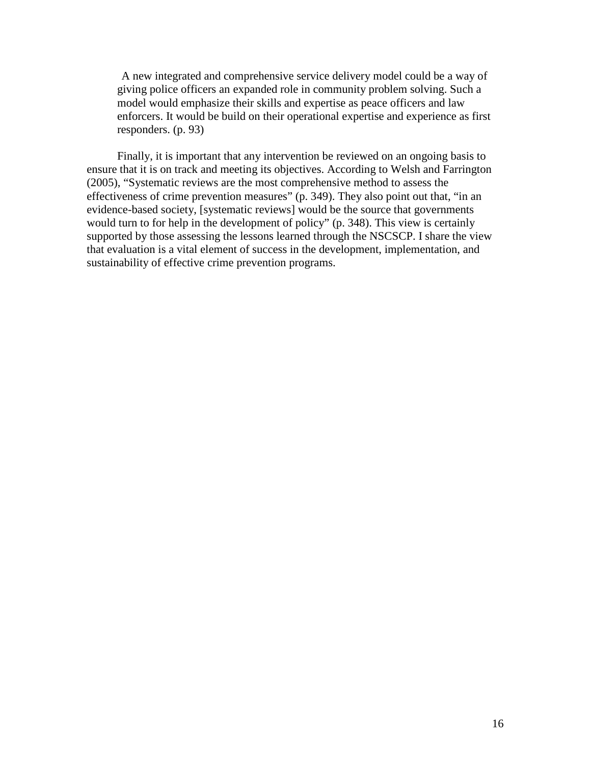> A new integrated and comprehensive service delivery model could be a way of giving police officers an expanded role in community problem solving. Such a model would emphasize their skills and expertise as peace officers and law enforcers. It would be build on their operational expertise and experience as first responders. (p. 93)

Finally, it is important that any intervention be reviewed on an ongoing basis to ensure that it is on track and meeting its objectives. According to Welsh and Farrington (2005), "Systematic reviews are the most comprehensive method to assess the effectiveness of crime prevention measures" (p. 349). They also point out that, "in an evidence-based society, [systematic reviews] would be the source that governments would turn to for help in the development of policy" (p. 348). This view is certainly supported by those assessing the lessons learned through the NSCSCP. I share the view that evaluation is a vital element of success in the development, implementation, and sustainability of effective crime prevention programs.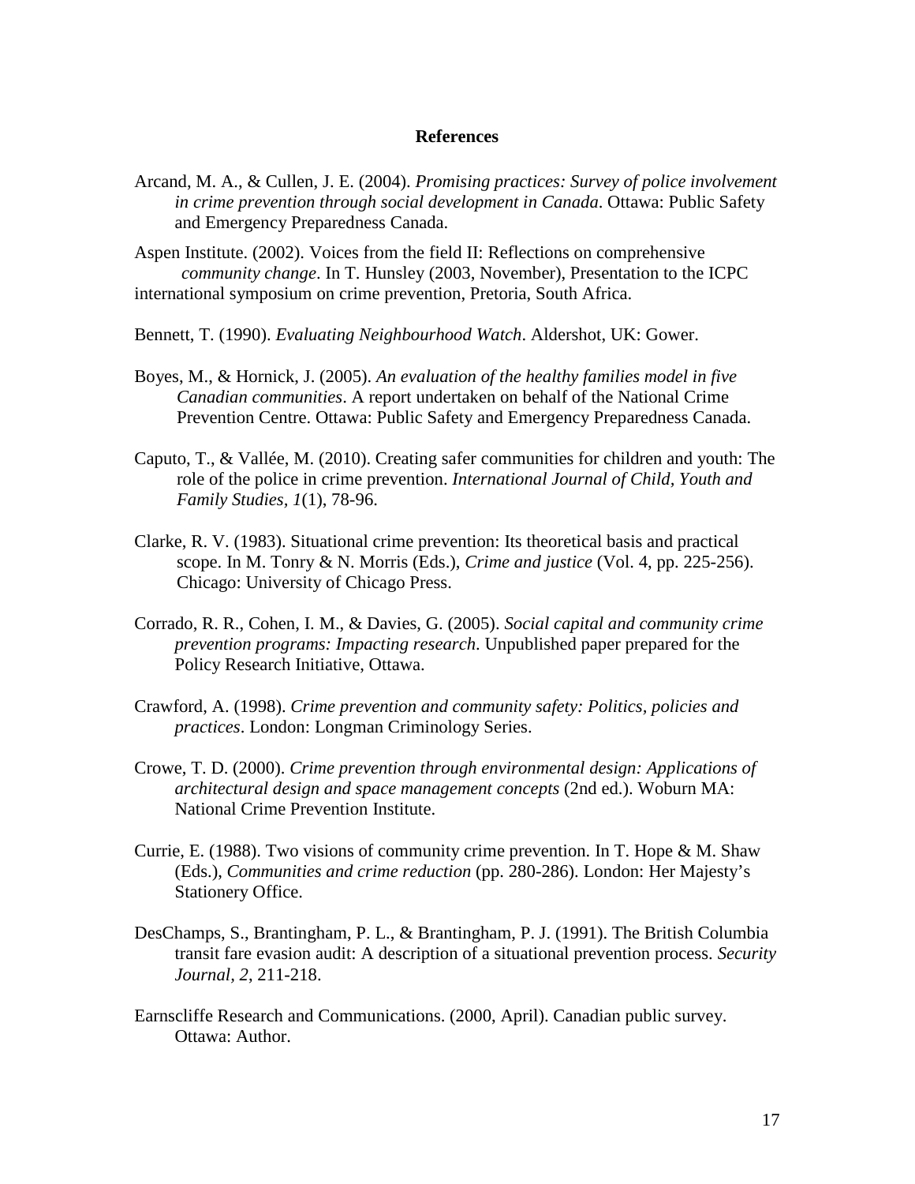# References

Arcand, M. A., & Cullen, J. E. (2004). *Promising practices: Survey of police involvement in crime prevention through social development in Canada*. Ottawa: Public Safety and Emergency Preparedness Canada.

Aspen Institute. (2002). Voices from the field II: Reflections on comprehensive *community change*. In T. Hunsley (2003, November), Presentation to the ICPC international symposium on crime prevention, Pretoria, South Africa.

Bennett, T. (1990). *Evaluating Neighbourhood Watch*. Aldershot, UK: Gower.

Boyes, M., & Hornick, J. (2005). *An evaluation of the healthy families model in five Canadian communities*. A report undertaken on behalf of the National Crime Prevention Centre. Ottawa: Public Safety and Emergency Preparedness Canada.

Caputo, T., & Vallée, M. (2010). Creating safer communities for children and youth: The role of the police in crime prevention. *International Journal of Child, Youth and Family Studies, 1*(1), 78-96.

Clarke, R. V. (1983). Situational crime prevention: Its theoretical basis and practical scope. In M. Tonry & N. Morris (Eds.), *Crime and justice* (Vol. 4, pp. 225-256). Chicago: University of Chicago Press.

Corrado, R. R., Cohen, I. M., & Davies, G. (2005). *Social capital and community crime prevention programs: Impacting research*. Unpublished paper prepared for the Policy Research Initiative, Ottawa.

Crawford, A. (1998). *Crime prevention and community safety: Politics, policies and practices*. London: Longman Criminology Series.

Crowe, T. D. (2000). *Crime prevention through environmental design: Applications of architectural design and space management concepts* (2nd ed.). Woburn MA: National Crime Prevention Institute.

Currie, E. (1988). Two visions of community crime prevention. In T. Hope & M. Shaw (Eds.), *Communities and crime reduction* (pp. 280-286). London: Her Majesty's Stationery Office.

DesChamps, S., Brantingham, P. L., & Brantingham, P. J. (1991). The British Columbia transit fare evasion audit: A description of a situational prevention process. *Security Journal, 2*, 211-218.

Earnscliffe Research and Communications. (2000, April). Canadian public survey. Ottawa: Author.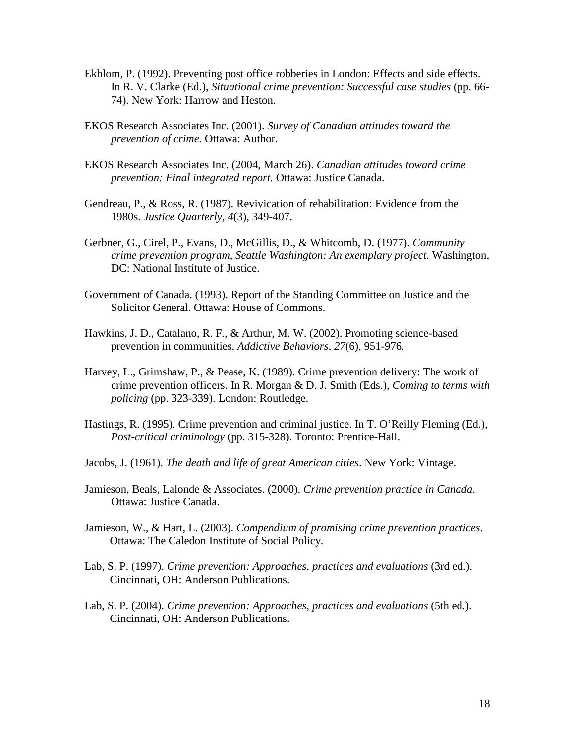Ekblom, P. (1992). Preventing post office robberies in London: Effects and side effects. In R. V. Clarke (Ed.), *Situational crime prevention: Successful case studies* (pp. 66-74). New York: Harrow and Heston.

EKOS Research Associates Inc. (2001). *Survey of Canadian attitudes toward the prevention of crime.* Ottawa: Author.

EKOS Research Associates Inc. (2004, March 26). *Canadian attitudes toward crime prevention: Final integrated report.* Ottawa: Justice Canada.

Gendreau, P., & Ross, R. (1987). Revivication of rehabilitation: Evidence from the 1980s. *Justice Quarterly, 4*(3), 349-407.

Gerbner, G., Cirel, P., Evans, D., McGillis, D., & Whitcomb, D. (1977). *Community crime prevention program, Seattle Washington: An exemplary project*. Washington, DC: National Institute of Justice.

Government of Canada. (1993). Report of the Standing Committee on Justice and the Solicitor General. Ottawa: House of Commons.

Hawkins, J. D., Catalano, R. F., & Arthur, M. W. (2002). Promoting science-based prevention in communities. *Addictive Behaviors, 27*(6), 951-976.

Harvey, L., Grimshaw, P., & Pease, K. (1989). Crime prevention delivery: The work of crime prevention officers. In R. Morgan & D. J. Smith (Eds.), *Coming to terms with policing* (pp. 323-339). London: Routledge.

Hastings, R. (1995). Crime prevention and criminal justice. In T. O'Reilly Fleming (Ed.), *Post-critical criminology* (pp. 315-328). Toronto: Prentice-Hall.

Jacobs, J. (1961). *The death and life of great American cities*. New York: Vintage.

Jamieson, Beals, Lalonde & Associates. (2000). *Crime prevention practice in Canada*. Ottawa: Justice Canada.

Jamieson, W., & Hart, L. (2003). *Compendium of promising crime prevention practices*. Ottawa: The Caledon Institute of Social Policy.

Lab, S. P. (1997). *Crime prevention: Approaches, practices and evaluations* (3rd ed.). Cincinnati, OH: Anderson Publications.

Lab, S. P. (2004). *Crime prevention: Approaches, practices and evaluations* (5th ed.). Cincinnati, OH: Anderson Publications.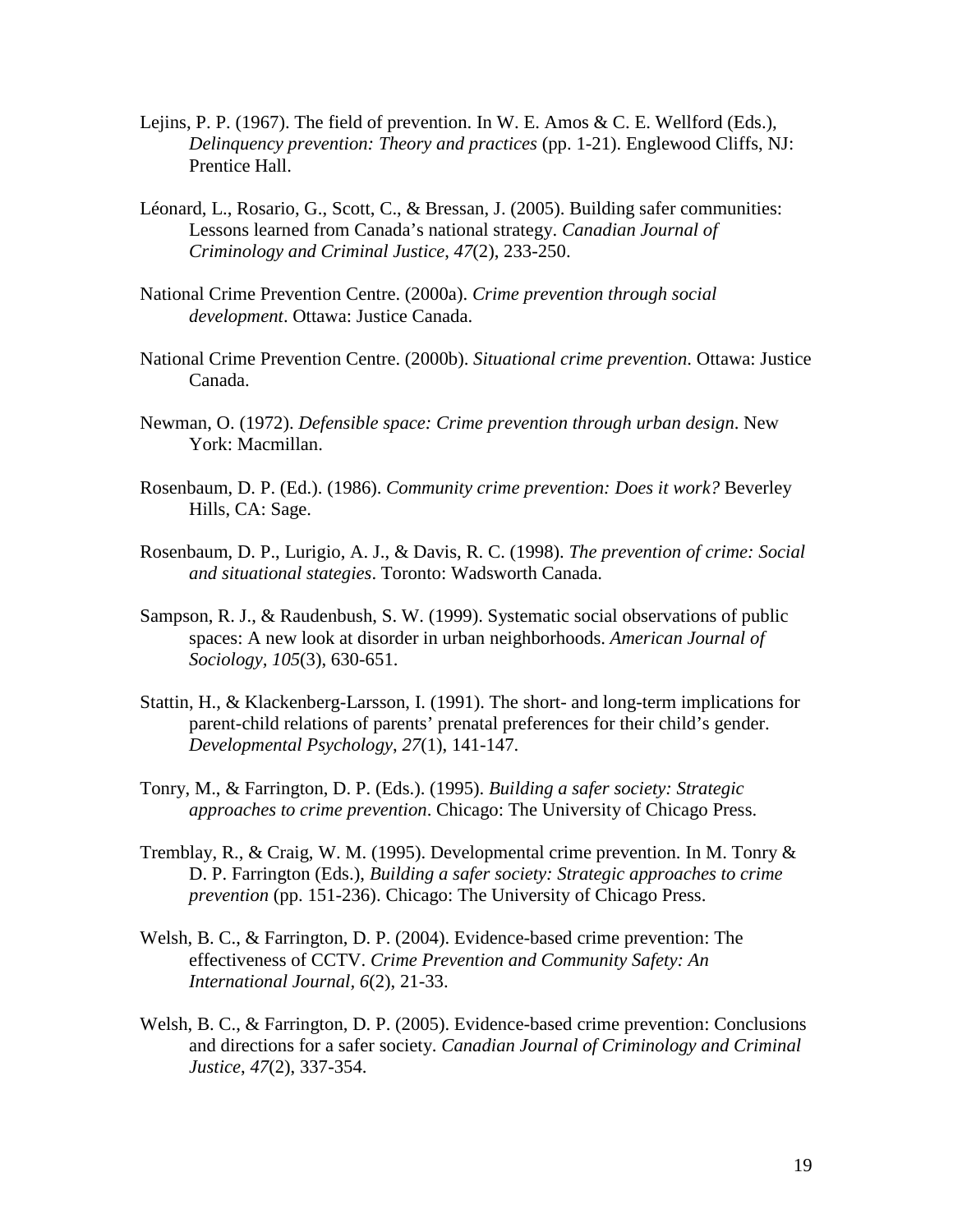Lejins, P. P. (1967). The field of prevention. In W. E. Amos & C. E. Wellford (Eds.), *Delinquency prevention: Theory and practices* (pp. 1-21). Englewood Cliffs, NJ: Prentice Hall.

Léonard, L., Rosario, G., Scott, C., & Bressan, J. (2005). Building safer communities: Lessons learned from Canada's national strategy. *Canadian Journal of Criminology and Criminal Justice*, *47*(2), 233-250.

National Crime Prevention Centre. (2000a). *Crime prevention through social development*. Ottawa: Justice Canada.

National Crime Prevention Centre. (2000b). *Situational crime prevention*. Ottawa: Justice Canada.

Newman, O. (1972). *Defensible space: Crime prevention through urban design*. New York: Macmillan.

Rosenbaum, D. P. (Ed.). (1986). *Community crime prevention: Does it work?* Beverley Hills, CA: Sage.

Rosenbaum, D. P., Lurigio, A. J., & Davis, R. C. (1998). *The prevention of crime: Social and situational stategies*. Toronto: Wadsworth Canada.

Sampson, R. J., & Raudenbush, S. W. (1999). Systematic social observations of public spaces: A new look at disorder in urban neighborhoods. *American Journal of Sociology*, *105*(3), 630-651.

Stattin, H., & Klackenberg-Larsson, I. (1991). The short- and long-term implications for parent-child relations of parents' prenatal preferences for their child's gender. *Developmental Psychology*, *27*(1), 141-147.

Tonry, M., & Farrington, D. P. (Eds.). (1995). *Building a safer society: Strategic approaches to crime prevention*. Chicago: The University of Chicago Press.

Tremblay, R., & Craig, W. M. (1995). Developmental crime prevention. In M. Tonry & D. P. Farrington (Eds.), *Building a safer society: Strategic approaches to crime prevention* (pp. 151-236). Chicago: The University of Chicago Press.

Welsh, B. C., & Farrington, D. P. (2004). Evidence-based crime prevention: The effectiveness of CCTV. *Crime Prevention and Community Safety: An International Journal*, *6*(2), 21-33.

Welsh, B. C., & Farrington, D. P. (2005). Evidence-based crime prevention: Conclusions and directions for a safer society. *Canadian Journal of Criminology and Criminal Justice*, *47*(2), 337-354.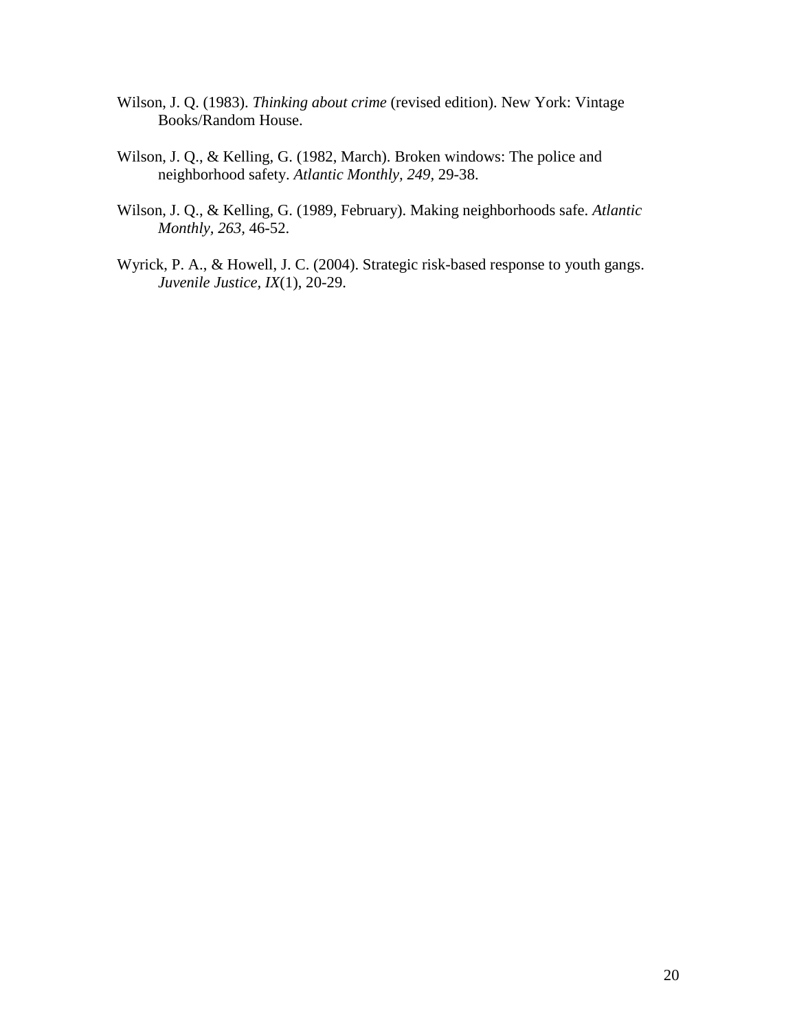Wilson, J. Q. (1983). *Thinking about crime* (revised edition). New York: Vintage Books/Random House.

Wilson, J. Q., & Kelling, G. (1982, March). Broken windows: The police and neighborhood safety. *Atlantic Monthly, 249*, 29-38.

Wilson, J. Q., & Kelling, G. (1989, February). Making neighborhoods safe. *Atlantic Monthly*, *263*, 46-52.

Wyrick, P. A., & Howell, J. C. (2004). Strategic risk-based response to youth gangs. *Juvenile Justice, IX*(1), 20-29.